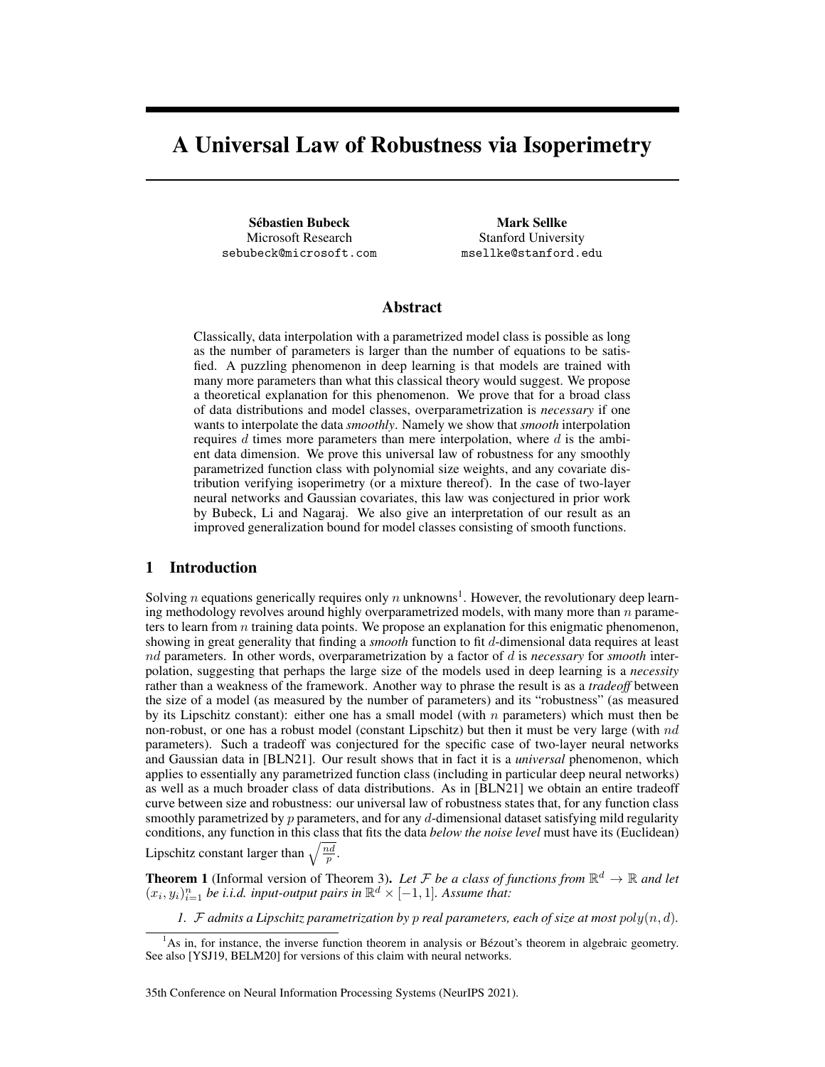# A Universal Law of Robustness via Isoperimetry

**Sébastien Bubeck**
Microsoft Research
sebubeck@microsoft.com

**Mark Sellke**
Stanford University
msellke@stanford.edu

## Abstract

Classically, data interpolation with a parametrized model class is possible as long as the number of parameters is larger than the number of equations to be satisfied. A puzzling phenomenon in deep learning is that models are trained with many more parameters than what this classical theory would suggest. We propose a theoretical explanation for this phenomenon. We prove that for a broad class of data distributions and model classes, overparametrization is *necessary* if one wants to interpolate the data *smoothly*. Namely we show that *smooth* interpolation requires $d$ times more parameters than mere interpolation, where $d$ is the ambient data dimension. We prove this universal law of robustness for any smoothly parametrized function class with polynomial size weights, and any covariate distribution verifying isoperimetry (or a mixture thereof). In the case of two-layer neural networks and Gaussian covariates, this law was conjectured in prior work by Bubeck, Li and Nagaraj. We also give an interpretation of our result as an improved generalization bound for model classes consisting of smooth functions.

## 1 Introduction

Solving $n$ equations generically requires only $n$ unknowns[1]. However, the revolutionary deep learning methodology revolves around highly overparametrized models, with many more than $n$ parameters to learn from $n$ training data points. We propose an explanation for this enigmatic phenomenon, showing in great generality that finding a *smooth* function to fit $d$-dimensional data requires at least $nd$ parameters. In other words, overparametrization by a factor of $d$ is *necessary* for *smooth* interpolation, suggesting that perhaps the large size of the models used in deep learning is a *necessity* rather than a weakness of the framework. Another way to phrase the result is as a *tradeoff* between the size of a model (as measured by the number of parameters) and its "robustness" (as measured by its Lipschitz constant): either one has a small model (with $n$ parameters) which must then be non-robust, or one has a robust model (constant Lipschitz) but then it must be very large (with $nd$ parameters). Such a tradeoff was conjectured for the specific case of two-layer neural networks and Gaussian data in [BLN21]. Our result shows that in fact it is a *universal* phenomenon, which applies to essentially any parametrized function class (including in particular deep neural networks) as well as a much broader class of data distributions. As in [BLN21] we obtain an entire tradeoff curve between size and robustness: our universal law of robustness states that, for any function class smoothly parametrized by $p$ parameters, and for any $d$-dimensional dataset satisfying mild regularity conditions, any function in this class that fits the data *below the noise level* must have its (Euclidean) Lipschitz constant larger than $\sqrt{\frac{nd}{p}}$.

**Theorem 1** (Informal version of Theorem 3)**.** *Let $\mathcal{F}$ be a class of functions from $\mathbb{R}^d \to \mathbb{R}$ and let $(x_i, y_i)_{i=1}^n$ be i.i.d. input-output pairs in $\mathbb{R}^d \times [-1, 1]$. Assume that:*

1. *$\mathcal{F}$ admits a Lipschitz parametrization by $p$ real parameters, each of size at most $poly(n, d)$.*

[1] As in, for instance, the inverse function theorem in analysis or Bézout's theorem in algebraic geometry. See also [YSJ19, BELM20] for versions of this claim with neural networks.

35th Conference on Neural Information Processing Systems (NeurIPS 2021).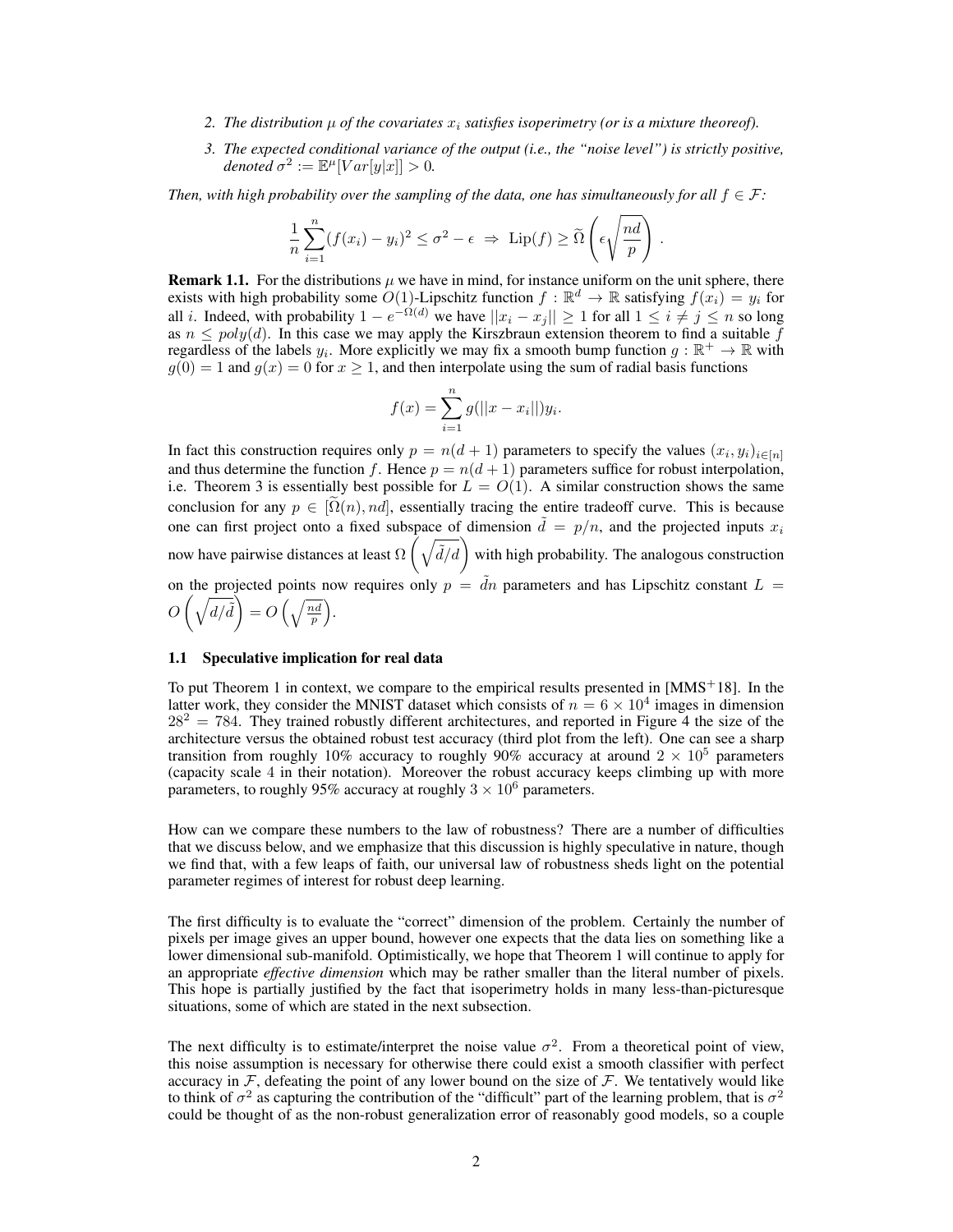2. *The distribution $\mu$ of the covariates $x_i$ satisfies isoperimetry (or is a mixture theoreof).*

3. *The expected conditional variance of the output (i.e., the "noise level") is strictly positive, denoted $\sigma^2 := \mathbb{E}^{\mu}[Var[y|x]] > 0$.*

*Then, with high probability over the sampling of the data, one has simultaneously for all $f \in \mathcal{F}$:*

$$\frac{1}{n}\sum_{i=1}^{n}(f(x_i) - y_i)^2 \leq \sigma^2 - \epsilon \ \Rightarrow \ \mathrm{Lip}(f) \geq \widetilde{\Omega}\left(\epsilon\sqrt{\frac{nd}{p}}\right) .$$

**Remark 1.1.** For the distributions $\mu$ we have in mind, for instance uniform on the unit sphere, there exists with high probability some $O(1)$-Lipschitz function $f : \mathbb{R}^d \to \mathbb{R}$ satisfying $f(x_i) = y_i$ for all $i$. Indeed, with probability $1 - e^{-\Omega(d)}$ we have $||x_i - x_j|| \geq 1$ for all $1 \leq i \neq j \leq n$ so long as $n \leq poly(d)$. In this case we may apply the Kirszbraun extension theorem to find a suitable $f$ regardless of the labels $y_i$. More explicitly we may fix a smooth bump function $g : \mathbb{R}^+ \to \mathbb{R}$ with $g(0) = 1$ and $g(x) = 0$ for $x \geq 1$, and then interpolate using the sum of radial basis functions

$$f(x) = \sum_{i=1}^{n} g(||x - x_i||)y_i.$$

In fact this construction requires only $p = n(d+1)$ parameters to specify the values $(x_i, y_i)_{i\in[n]}$ and thus determine the function $f$. Hence $p = n(d+1)$ parameters suffice for robust interpolation, i.e. Theorem 3 is essentially best possible for $L = O(1)$. A similar construction shows the same conclusion for any $p \in [\widetilde{\Omega}(n), nd]$, essentially tracing the entire tradeoff curve. This is because one can first project onto a fixed subspace of dimension $\tilde{d} = p/n$, and the projected inputs $x_i$ now have pairwise distances at least $\Omega\left(\sqrt{\tilde{d}/d}\right)$ with high probability. The analogous construction on the projected points now requires only $p = \tilde{d}n$ parameters and has Lipschitz constant $L = O\left(\sqrt{d/\tilde{d}}\right) = O\left(\sqrt{\frac{nd}{p}}\right)$.

### 1.1 Speculative implication for real data

To put Theorem 1 in context, we compare to the empirical results presented in [MMS+18]. In the latter work, they consider the MNIST dataset which consists of $n = 6 \times 10^4$ images in dimension $28^2 = 784$. They trained robustly different architectures, and reported in Figure 4 the size of the architecture versus the obtained robust test accuracy (third plot from the left). One can see a sharp transition from roughly 10% accuracy to roughly 90% accuracy at around $2 \times 10^5$ parameters (capacity scale 4 in their notation). Moreover the robust accuracy keeps climbing up with more parameters, to roughly 95% accuracy at roughly $3 \times 10^6$ parameters.

How can we compare these numbers to the law of robustness? There are a number of difficulties that we discuss below, and we emphasize that this discussion is highly speculative in nature, though we find that, with a few leaps of faith, our universal law of robustness sheds light on the potential parameter regimes of interest for robust deep learning.

The first difficulty is to evaluate the "correct" dimension of the problem. Certainly the number of pixels per image gives an upper bound, however one expects that the data lies on something like a lower dimensional sub-manifold. Optimistically, we hope that Theorem 1 will continue to apply for an appropriate *effective dimension* which may be rather smaller than the literal number of pixels. This hope is partially justified by the fact that isoperimetry holds in many less-than-picturesque situations, some of which are stated in the next subsection.

The next difficulty is to estimate/interpret the noise value $\sigma^2$. From a theoretical point of view, this noise assumption is necessary for otherwise there could exist a smooth classifier with perfect accuracy in $\mathcal{F}$, defeating the point of any lower bound on the size of $\mathcal{F}$. We tentatively would like to think of $\sigma^2$ as capturing the contribution of the "difficult" part of the learning problem, that is $\sigma^2$ could be thought of as the non-robust generalization error of reasonably good models, so a couple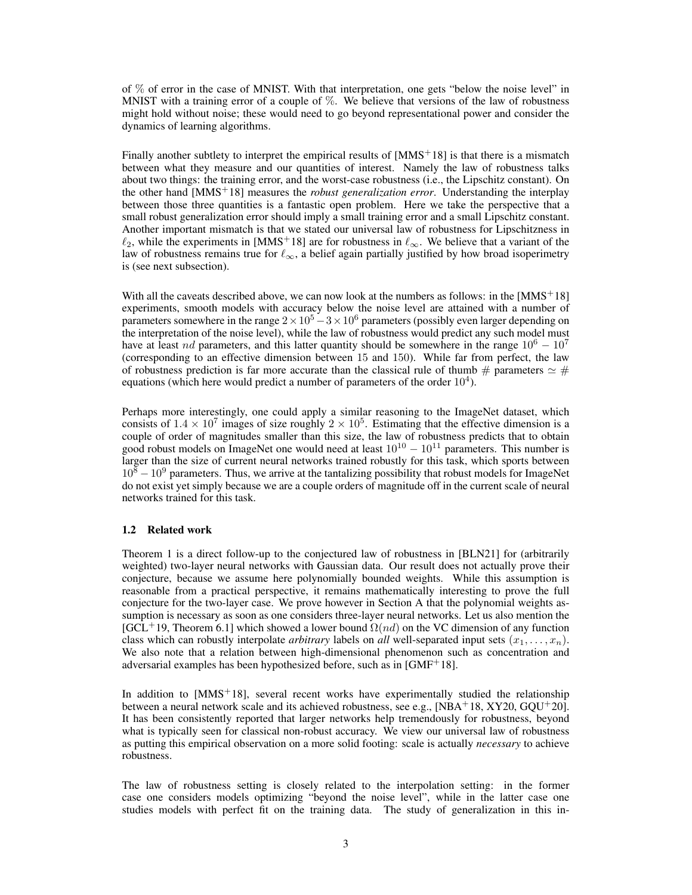of % of error in the case of MNIST. With that interpretation, one gets "below the noise level" in MNIST with a training error of a couple of %. We believe that versions of the law of robustness might hold without noise; these would need to go beyond representational power and consider the dynamics of learning algorithms.

Finally another subtlety to interpret the empirical results of [MMS+18] is that there is a mismatch between what they measure and our quantities of interest. Namely the law of robustness talks about two things: the training error, and the worst-case robustness (i.e., the Lipschitz constant). On the other hand [MMS+18] measures the *robust generalization error*. Understanding the interplay between those three quantities is a fantastic open problem. Here we take the perspective that a small robust generalization error should imply a small training error and a small Lipschitz constant. Another important mismatch is that we stated our universal law of robustness for Lipschitzness in $\ell_2$, while the experiments in [MMS+18] are for robustness in $\ell_\infty$. We believe that a variant of the law of robustness remains true for $\ell_\infty$, a belief again partially justified by how broad isoperimetry is (see next subsection).

With all the caveats described above, we can now look at the numbers as follows: in the [MMS+18] experiments, smooth models with accuracy below the noise level are attained with a number of parameters somewhere in the range $2 \times 10^5 - 3 \times 10^6$ parameters (possibly even larger depending on the interpretation of the noise level), while the law of robustness would predict any such model must have at least $nd$ parameters, and this latter quantity should be somewhere in the range $10^6 - 10^7$ (corresponding to an effective dimension between 15 and 150). While far from perfect, the law of robustness prediction is far more accurate than the classical rule of thumb # parameters $\simeq$ # equations (which here would predict a number of parameters of the order $10^4$).

Perhaps more interestingly, one could apply a similar reasoning to the ImageNet dataset, which consists of $1.4 \times 10^7$ images of size roughly $2 \times 10^5$. Estimating that the effective dimension is a couple of order of magnitudes smaller than this size, the law of robustness predicts that to obtain good robust models on ImageNet one would need at least $10^{10} - 10^{11}$ parameters. This number is larger than the size of current neural networks trained robustly for this task, which sports between $10^8 - 10^9$ parameters. Thus, we arrive at the tantalizing possibility that robust models for ImageNet do not exist yet simply because we are a couple orders of magnitude off in the current scale of neural networks trained for this task.

### 1.2 Related work

Theorem 1 is a direct follow-up to the conjectured law of robustness in [BLN21] for (arbitrarily weighted) two-layer neural networks with Gaussian data. Our result does not actually prove their conjecture, because we assume here polynomially bounded weights. While this assumption is reasonable from a practical perspective, it remains mathematically interesting to prove the full conjecture for the two-layer case. We prove however in Section A that the polynomial weights assumption is necessary as soon as one considers three-layer neural networks. Let us also mention the [GCL+19, Theorem 6.1] which showed a lower bound $\Omega(nd)$ on the VC dimension of any function class which can robustly interpolate *arbitrary* labels on *all* well-separated input sets $(x_1, \ldots, x_n)$. We also note that a relation between high-dimensional phenomenon such as concentration and adversarial examples has been hypothesized before, such as in [GMF+18].

In addition to [MMS+18], several recent works have experimentally studied the relationship between a neural network scale and its achieved robustness, see e.g., [NBA+18, XY20, GQU+20]. It has been consistently reported that larger networks help tremendously for robustness, beyond what is typically seen for classical non-robust accuracy. We view our universal law of robustness as putting this empirical observation on a more solid footing: scale is actually *necessary* to achieve robustness.

The law of robustness setting is closely related to the interpolation setting: in the former case one considers models optimizing "beyond the noise level", while in the latter case one studies models with perfect fit on the training data. The study of generalization in this in-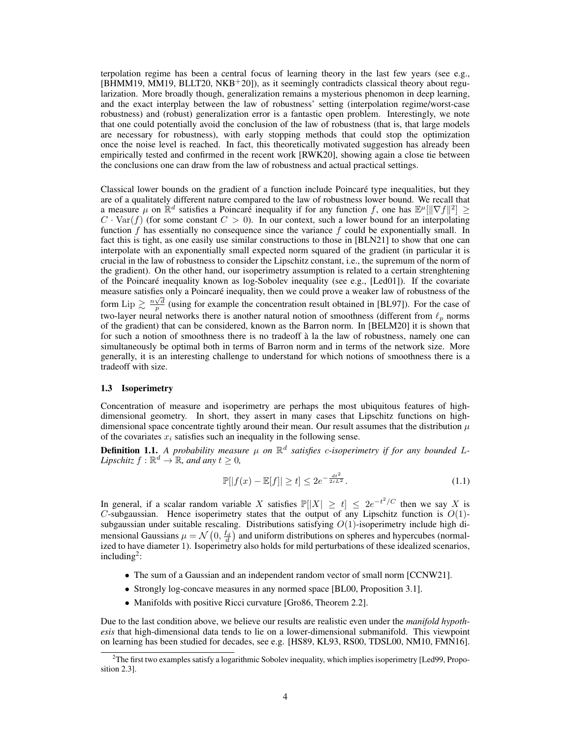terpolation regime has been a central focus of learning theory in the last few years (see e.g., [BHMM19, MM19, BLLT20, NKB+20]), as it seemingly contradicts classical theory about regularization. More broadly though, generalization remains a mysterious phenomon in deep learning, and the exact interplay between the law of robustness' setting (interpolation regime/worst-case robustness) and (robust) generalization error is a fantastic open problem. Interestingly, we note that one could potentially avoid the conclusion of the law of robustness (that is, that large models are necessary for robustness), with early stopping methods that could stop the optimization once the noise level is reached. In fact, this theoretically motivated suggestion has already been empirically tested and confirmed in the recent work [RWK20], showing again a close tie between the conclusions one can draw from the law of robustness and actual practical settings.

Classical lower bounds on the gradient of a function include Poincaré type inequalities, but they are of a qualitately different nature compared to the law of robustness lower bound. We recall that a measure $\mu$ on $\mathbb{R}^d$ satisfies a Poincaré inequality if for any function $f$, one has $\mathbb{E}^{\mu}[\|\nabla f\|^2] \geq C \cdot \mathrm{Var}(f)$ (for some constant $C > 0$). In our context, such a lower bound for an interpolating function $f$ has essentially no consequence since the variance $f$ could be exponentially small. In fact this is tight, as one easily use similar constructions to those in [BLN21] to show that one can interpolate with an exponentially small expected norm squared of the gradient (in particular it is crucial in the law of robustness to consider the Lipschitz constant, i.e., the supremum of the norm of the gradient). On the other hand, our isoperimetry assumption is related to a certain strenghtening of the Poincaré inequality known as log-Sobolev inequality (see e.g., [Led01]). If the covariate measure satisfies only a Poincaré inequality, then we could prove a weaker law of robustness of the form $\mathrm{Lip} \gtrsim \frac{n\sqrt{d}}{p}$ (using for example the concentration result obtained in [BL97]). For the case of two-layer neural networks there is another natural notion of smoothness (different from $\ell_p$ norms of the gradient) that can be considered, known as the Barron norm. In [BELM20] it is shown that for such a notion of smoothness there is no tradeoff à la the law of robustness, namely one can simultaneously be optimal both in terms of Barron norm and in terms of the network size. More generally, it is an interesting challenge to understand for which notions of smoothness there is a tradeoff with size.

### 1.3 Isoperimetry

Concentration of measure and isoperimetry are perhaps the most ubiquitous features of high-dimensional geometry. In short, they assert in many cases that Lipschitz functions on high-dimensional space concentrate tightly around their mean. Our result assumes that the distribution $\mu$ of the covariates $x_i$ satisfies such an inequality in the following sense.

**Definition 1.1.** *A probability measure $\mu$ on $\mathbb{R}^d$ satisfies $c$-isoperimetry if for any bounded $L$-Lipschitz $f : \mathbb{R}^d \to \mathbb{R}$, and any $t \geq 0$,*

$$\mathbb{P}[|f(x) - \mathbb{E}[f]| \geq t] \leq 2e^{-\frac{dt^2}{2cL^2}}. \tag{1.1}$$

In general, if a scalar random variable $X$ satisfies $\mathbb{P}[|X| \geq t] \leq 2e^{-t^2/C}$ then we say $X$ is $C$-subgaussian. Hence isoperimetry states that the output of any Lipschitz function is $O(1)$-subgaussian under suitable rescaling. Distributions satisfying $O(1)$-isoperimetry include high dimensional Gaussians $\mu = \mathcal{N}\left(0, \frac{I_d}{d}\right)$ and uniform distributions on spheres and hypercubes (normalized to have diameter 1). Isoperimetry also holds for mild perturbations of these idealized scenarios, including[2]:

- The sum of a Gaussian and an independent random vector of small norm [CCNW21].
- Strongly log-concave measures in any normed space [BL00, Proposition 3.1].
- Manifolds with positive Ricci curvature [Gro86, Theorem 2.2].

Due to the last condition above, we believe our results are realistic even under the *manifold hypothesis* that high-dimensional data tends to lie on a lower-dimensional submanifold. This viewpoint on learning has been studied for decades, see e.g. [HS89, KL93, RS00, TDSL00, NM10, FMN16].

[2] The first two examples satisfy a logarithmic Sobolev inequality, which implies isoperimetry [Led99, Proposition 2.3].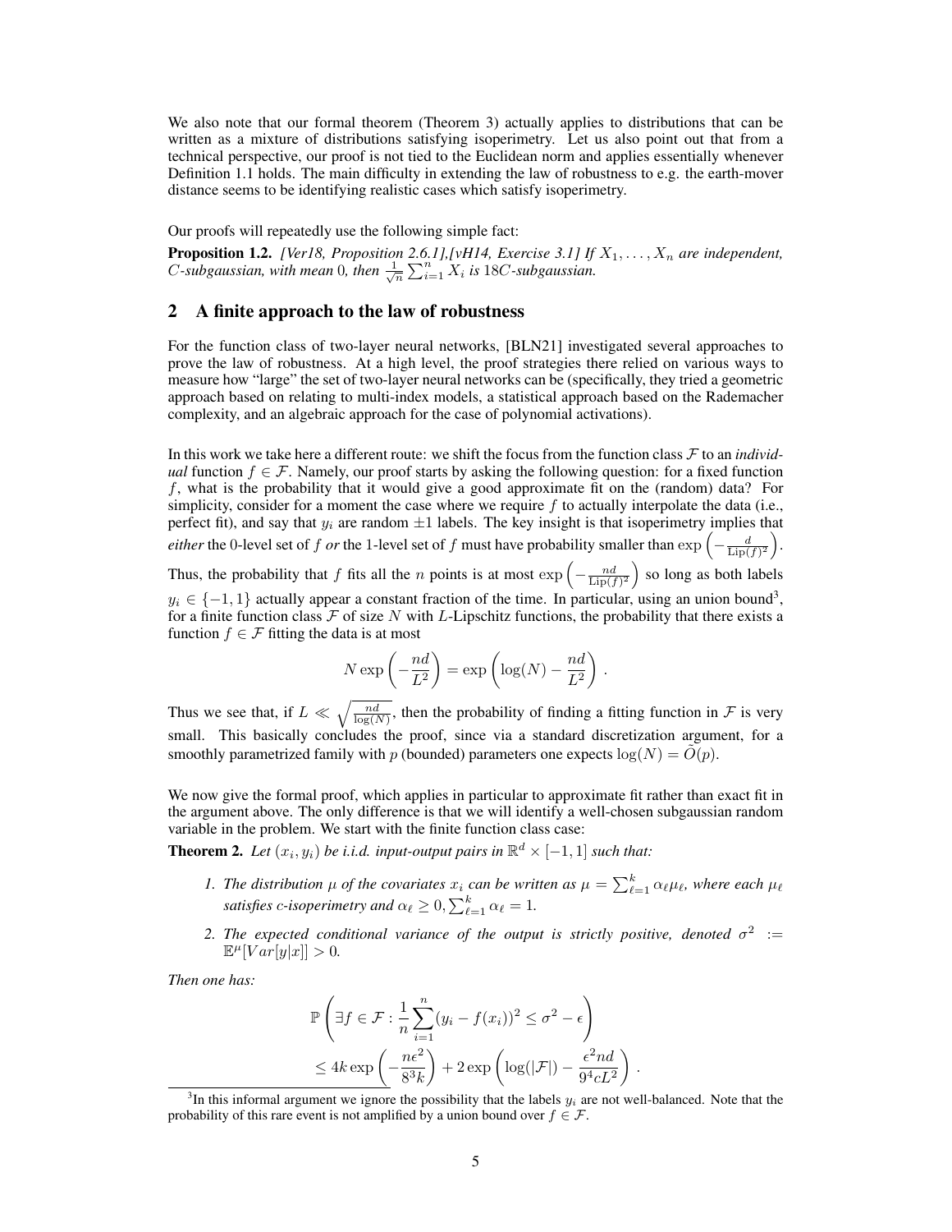We also note that our formal theorem (Theorem 3) actually applies to distributions that can be written as a mixture of distributions satisfying isoperimetry. Let us also point out that from a technical perspective, our proof is not tied to the Euclidean norm and applies essentially whenever Definition 1.1 holds. The main difficulty in extending the law of robustness to e.g. the earth-mover distance seems to be identifying realistic cases which satisfy isoperimetry.

Our proofs will repeatedly use the following simple fact:

**Proposition 1.2.** *[Ver18, Proposition 2.6.1],[vH14, Exercise 3.1] If $X_1, \ldots, X_n$ are independent, $C$-subgaussian, with mean 0, then $\frac{1}{\sqrt{n}} \sum_{i=1}^n X_i$ is $18C$-subgaussian.*

## 2 A finite approach to the law of robustness

For the function class of two-layer neural networks, [BLN21] investigated several approaches to prove the law of robustness. At a high level, the proof strategies there relied on various ways to measure how "large" the set of two-layer neural networks can be (specifically, they tried a geometric approach based on relating to multi-index models, a statistical approach based on the Rademacher complexity, and an algebraic approach for the case of polynomial activations).

In this work we take here a different route: we shift the focus from the function class $\mathcal{F}$ to an *individual* function $f \in \mathcal{F}$. Namely, our proof starts by asking the following question: for a fixed function $f$, what is the probability that it would give a good approximate fit on the (random) data? For simplicity, consider for a moment the case where we require $f$ to actually interpolate the data (i.e., perfect fit), and say that $y_i$ are random $\pm 1$ labels. The key insight is that isoperimetry implies that *either* the 0-level set of $f$ *or* the 1-level set of $f$ must have probability smaller than $\exp\left(-\frac{d}{\mathrm{Lip}(f)^2}\right)$. Thus, the probability that $f$ fits all the $n$ points is at most $\exp\left(-\frac{nd}{\mathrm{Lip}(f)^2}\right)$ so long as both labels $y_i \in \{-1, 1\}$ actually appear a constant fraction of the time. In particular, using an union bound[3], for a finite function class $\mathcal{F}$ of size $N$ with $L$-Lipschitz functions, the probability that there exists a function $f \in \mathcal{F}$ fitting the data is at most

$$N \exp\left(-\frac{nd}{L^2}\right) = \exp\left(\log(N) - \frac{nd}{L^2}\right).$$

Thus we see that, if $L \ll \sqrt{\frac{nd}{\log(N)}}$, then the probability of finding a fitting function in $\mathcal{F}$ is very small. This basically concludes the proof, since via a standard discretization argument, for a smoothly parametrized family with $p$ (bounded) parameters one expects $\log(N) = \widetilde{O}(p)$.

We now give the formal proof, which applies in particular to approximate fit rather than exact fit in the argument above. The only difference is that we will identify a well-chosen subgaussian random variable in the problem. We start with the finite function class case:

**Theorem 2.** *Let $(x_i, y_i)$ be i.i.d. input-output pairs in $\mathbb{R}^d \times [-1, 1]$ such that:*

1. *The distribution $\mu$ of the covariates $x_i$ can be written as $\mu = \sum_{\ell=1}^k \alpha_\ell \mu_\ell$, where each $\mu_\ell$ satisfies $c$-isoperimetry and $\alpha_\ell \geq 0, \sum_{\ell=1}^k \alpha_\ell = 1$.*
2. *The expected conditional variance of the output is strictly positive, denoted $\sigma^2 := \mathbb{E}^\mu[Var[y|x]] > 0$.*

*Then one has:*

$$\mathbb{P}\left(\exists f \in \mathcal{F} : \frac{1}{n}\sum_{i=1}^n (y_i - f(x_i))^2 \leq \sigma^2 - \epsilon\right) \leq 4k \exp\left(-\frac{n\epsilon^2}{8^3 k}\right) + 2\exp\left(\log(|\mathcal{F}|) - \frac{\epsilon^2 nd}{9^4 c L^2}\right).$$

[3] In this informal argument we ignore the possibility that the labels $y_i$ are not well-balanced. Note that the probability of this rare event is not amplified by a union bound over $f \in \mathcal{F}$.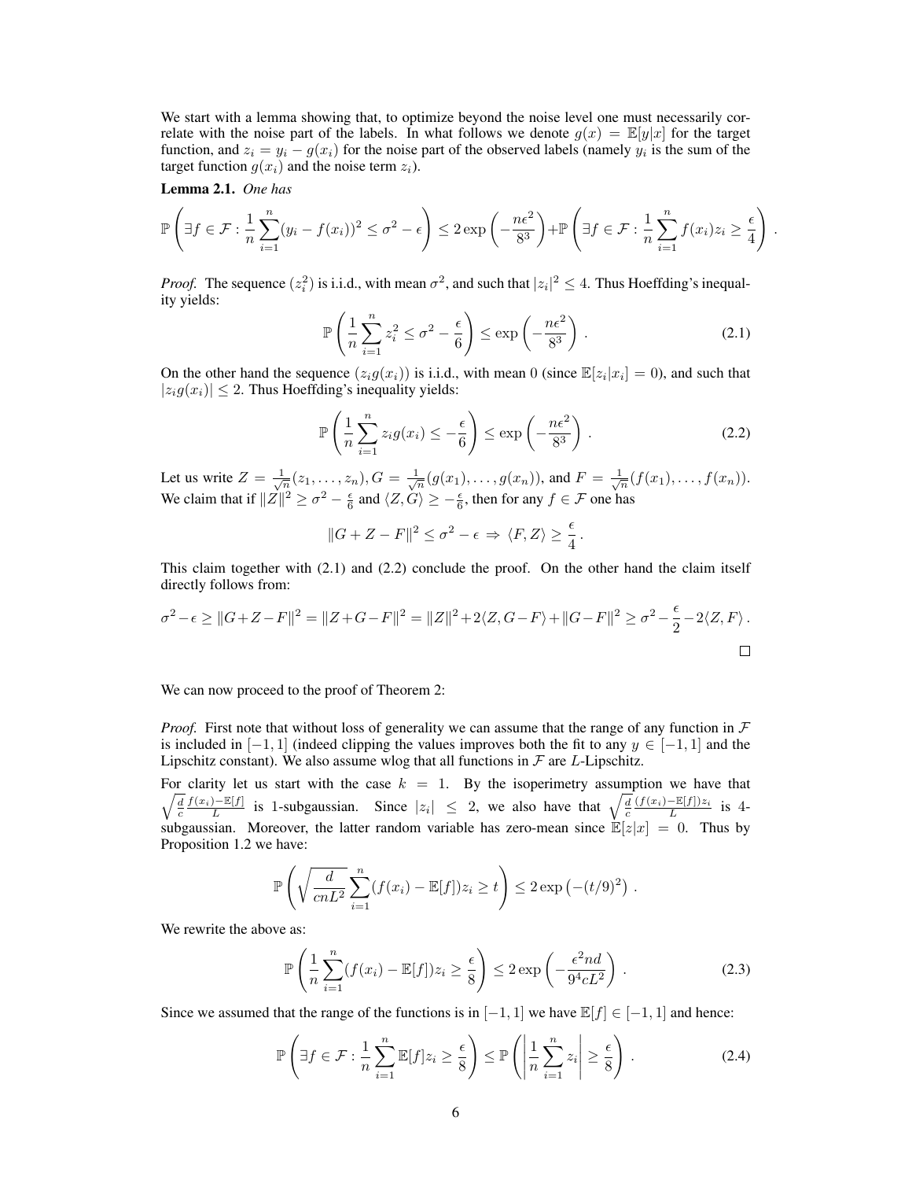We start with a lemma showing that, to optimize beyond the noise level one must necessarily correlate with the noise part of the labels. In what follows we denote $g(x) = \mathbb{E}[y|x]$ for the target function, and $z_i = y_i - g(x_i)$ for the noise part of the observed labels (namely $y_i$ is the sum of the target function $g(x_i)$ and the noise term $z_i$).

**Lemma 2.1.** *One has*

$$\mathbb{P}\left(\exists f \in \mathcal{F} : \frac{1}{n}\sum_{i=1}^{n}(y_i - f(x_i))^2 \leq \sigma^2 - \epsilon\right) \leq 2\exp\left(-\frac{n\epsilon^2}{8^3}\right) + \mathbb{P}\left(\exists f \in \mathcal{F} : \frac{1}{n}\sum_{i=1}^{n} f(x_i) z_i \geq \frac{\epsilon}{4}\right).$$

*Proof.* The sequence $(z_i^2)$ is i.i.d., with mean $\sigma^2$, and such that $|z_i|^2 \leq 4$. Thus Hoeffding's inequality yields:

$$\mathbb{P}\left(\frac{1}{n}\sum_{i=1}^{n} z_i^2 \leq \sigma^2 - \frac{\epsilon}{6}\right) \leq \exp\left(-\frac{n\epsilon^2}{8^3}\right). \tag{2.1}$$

On the other hand the sequence $(z_i g(x_i))$ is i.i.d., with mean 0 (since $\mathbb{E}[z_i|x_i] = 0$), and such that $|z_i g(x_i)| \leq 2$. Thus Hoeffding's inequality yields:

$$\mathbb{P}\left(\frac{1}{n}\sum_{i=1}^{n} z_i g(x_i) \leq -\frac{\epsilon}{6}\right) \leq \exp\left(-\frac{n\epsilon^2}{8^3}\right). \tag{2.2}$$

Let us write $Z = \frac{1}{\sqrt{n}}(z_1, \ldots, z_n)$, $G = \frac{1}{\sqrt{n}}(g(x_1), \ldots, g(x_n))$, and $F = \frac{1}{\sqrt{n}}(f(x_1), \ldots, f(x_n))$. We claim that if $\|Z\|^2 \geq \sigma^2 - \frac{\epsilon}{6}$ and $\langle Z, G\rangle \geq -\frac{\epsilon}{6}$, then for any $f \in \mathcal{F}$ one has

$$\|G + Z - F\|^2 \leq \sigma^2 - \epsilon \Rightarrow \langle F, Z\rangle \geq \frac{\epsilon}{4}.$$

This claim together with (2.1) and (2.2) conclude the proof. On the other hand the claim itself directly follows from:

$$\sigma^2 - \epsilon \geq \|G + Z - F\|^2 = \|Z + G - F\|^2 = \|Z\|^2 + 2\langle Z, G - F\rangle + \|G - F\|^2 \geq \sigma^2 - \frac{\epsilon}{2} - 2\langle Z, F\rangle.$$

□

We can now proceed to the proof of Theorem 2:

*Proof.* First note that without loss of generality we can assume that the range of any function in $\mathcal{F}$ is included in $[-1, 1]$ (indeed clipping the values improves both the fit to any $y \in [-1, 1]$ and the Lipschitz constant). We also assume wlog that all functions in $\mathcal{F}$ are $L$-Lipschitz.

For clarity let us start with the case $k = 1$. By the isoperimetry assumption we have that $\sqrt{\frac{d}{c}}\frac{f(x_i) - \mathbb{E}[f]}{L}$ is 1-subgaussian. Since $|z_i| \leq 2$, we also have that $\sqrt{\frac{d}{c}}\frac{(f(x_i) - \mathbb{E}[f])z_i}{L}$ is 4-subgaussian. Moreover, the latter random variable has zero-mean since $\mathbb{E}[z|x] = 0$. Thus by Proposition 1.2 we have:

$$\mathbb{P}\left(\sqrt{\frac{d}{cnL^2}}\sum_{i=1}^{n}(f(x_i) - \mathbb{E}[f])z_i \geq t\right) \leq 2\exp\left(-(t/9)^2\right).$$

We rewrite the above as:

$$\mathbb{P}\left(\frac{1}{n}\sum_{i=1}^{n}(f(x_i) - \mathbb{E}[f])z_i \geq \frac{\epsilon}{8}\right) \leq 2\exp\left(-\frac{\epsilon^2 nd}{9^4 cL^2}\right). \tag{2.3}$$

Since we assumed that the range of the functions is in $[-1, 1]$ we have $\mathbb{E}[f] \in [-1, 1]$ and hence:

$$\mathbb{P}\left(\exists f \in \mathcal{F} : \frac{1}{n}\sum_{i=1}^{n}\mathbb{E}[f]z_i \geq \frac{\epsilon}{8}\right) \leq \mathbb{P}\left(\left|\frac{1}{n}\sum_{i=1}^{n} z_i\right| \geq \frac{\epsilon}{8}\right). \tag{2.4}$$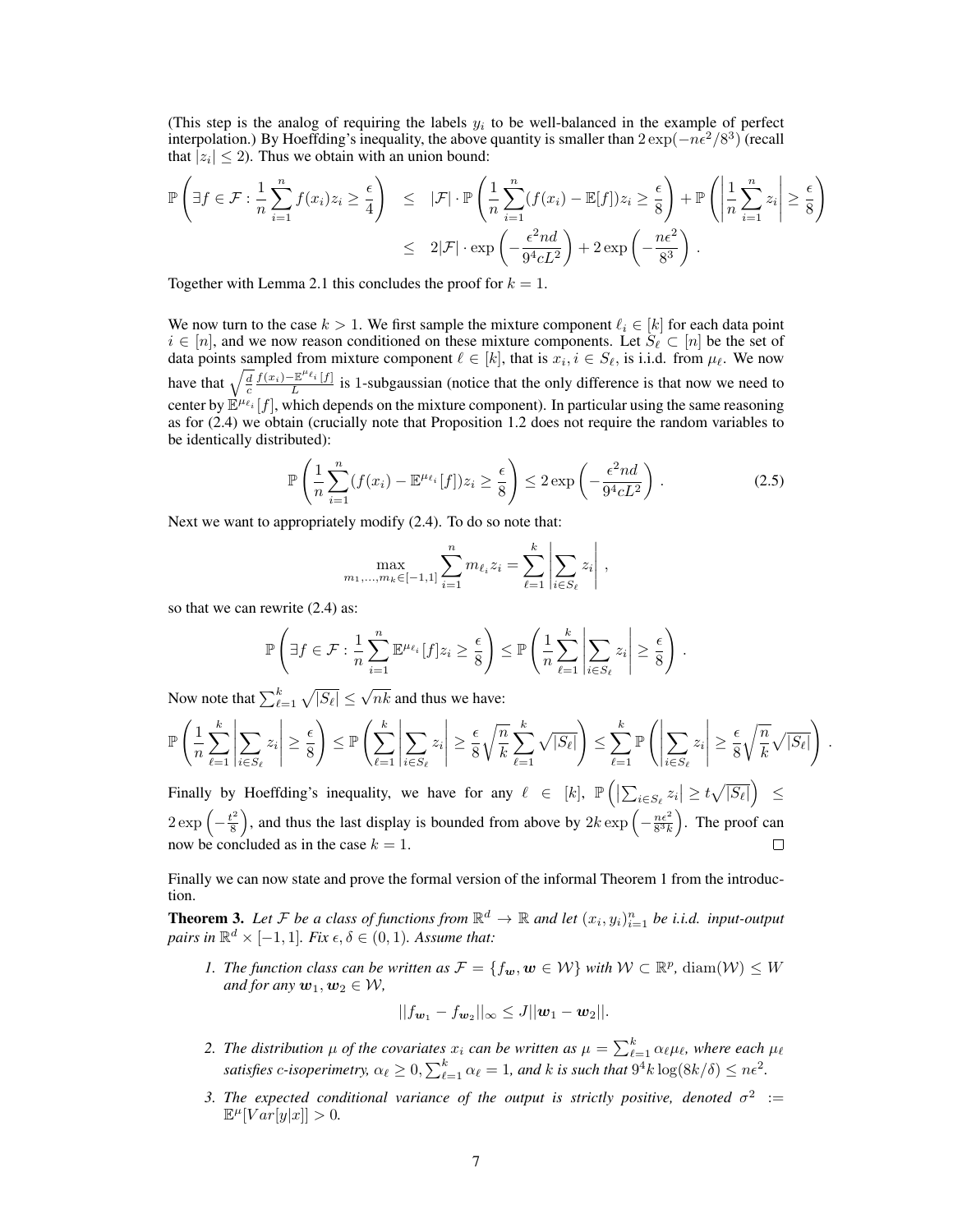(This step is the analog of requiring the labels $y_i$ to be well-balanced in the example of perfect interpolation.) By Hoeffding's inequality, the above quantity is smaller than $2\exp(-n\epsilon^2/8^3)$ (recall that $|z_i| \leq 2$). Thus we obtain with an union bound:

$$
\begin{aligned}
\mathbb{P}\left(\exists f \in \mathcal{F} : \frac{1}{n}\sum_{i=1}^{n} f(x_i) z_i \geq \frac{\epsilon}{4}\right) &\leq |\mathcal{F}| \cdot \mathbb{P}\left(\frac{1}{n}\sum_{i=1}^{n}(f(x_i) - \mathbb{E}[f]) z_i \geq \frac{\epsilon}{8}\right) + \mathbb{P}\left(\left|\frac{1}{n}\sum_{i=1}^{n} z_i\right| \geq \frac{\epsilon}{8}\right) \\
&\leq 2|\mathcal{F}| \cdot \exp\left(-\frac{\epsilon^2 n d}{9^4 c L^2}\right) + 2\exp\left(-\frac{n\epsilon^2}{8^3}\right).
\end{aligned}
$$

Together with Lemma 2.1 this concludes the proof for $k = 1$.

We now turn to the case $k > 1$. We first sample the mixture component $\ell_i \in [k]$ for each data point $i \in [n]$, and we now reason conditioned on these mixture components. Let $S_\ell \subset [n]$ be the set of data points sampled from mixture component $\ell \in [k]$, that is $x_i, i \in S_\ell$, is i.i.d. from $\mu_\ell$. We now have that $\sqrt{\frac{d}{c}} \frac{f(x_i) - \mathbb{E}^{\mu_{\ell_i}}[f]}{L}$ is 1-subgaussian (notice that the only difference is that now we need to center by $\mathbb{E}^{\mu_{\ell_i}}[f]$, which depends on the mixture component). In particular using the same reasoning as for (2.4) we obtain (crucially note that Proposition 1.2 does not require the random variables to be identically distributed):

$$
\mathbb{P}\left(\frac{1}{n}\sum_{i=1}^{n}(f(x_i) - \mathbb{E}^{\mu_{\ell_i}}[f]) z_i \geq \frac{\epsilon}{8}\right) \leq 2\exp\left(-\frac{\epsilon^2 n d}{9^4 c L^2}\right). \tag{2.5}
$$

Next we want to appropriately modify (2.4). To do so note that:

$$
\max_{m_1, \dots, m_k \in [-1,1]} \sum_{i=1}^{n} m_{\ell_i} z_i = \sum_{\ell=1}^{k} \left|\sum_{i \in S_\ell} z_i\right|,
$$

so that we can rewrite (2.4) as:

$$
\mathbb{P}\left(\exists f \in \mathcal{F} : \frac{1}{n}\sum_{i=1}^{n} \mathbb{E}^{\mu_{\ell_i}}[f] z_i \geq \frac{\epsilon}{8}\right) \leq \mathbb{P}\left(\frac{1}{n}\sum_{\ell=1}^{k}\left|\sum_{i \in S_\ell} z_i\right| \geq \frac{\epsilon}{8}\right).
$$

Now note that $\sum_{\ell=1}^{k} \sqrt{|S_\ell|} \leq \sqrt{nk}$ and thus we have:

$$
\mathbb{P}\left(\frac{1}{n}\sum_{\ell=1}^{k}\left|\sum_{i \in S_\ell} z_i\right| \geq \frac{\epsilon}{8}\right) \leq \mathbb{P}\left(\sum_{\ell=1}^{k}\left|\sum_{i \in S_\ell} z_i\right| \geq \frac{\epsilon}{8}\sqrt{\frac{n}{k}}\sum_{\ell=1}^{k}\sqrt{|S_\ell|}\right) \leq \sum_{\ell=1}^{k} \mathbb{P}\left(\left|\sum_{i \in S_\ell} z_i\right| \geq \frac{\epsilon}{8}\sqrt{\frac{n}{k}}\sqrt{|S_\ell|}\right).
$$

Finally by Hoeffding's inequality, we have for any $\ell \in [k]$, $\mathbb{P}\left(\left|\sum_{i \in S_\ell} z_i\right| \geq t\sqrt{|S_\ell|}\right) \leq 2\exp\left(-\frac{t^2}{8}\right)$, and thus the last display is bounded from above by $2k\exp\left(-\frac{n\epsilon^2}{8^3 k}\right)$. The proof can now be concluded as in the case $k = 1$. $\square$

Finally we can now state and prove the formal version of the informal Theorem 1 from the introduction.

**Theorem 3.** *Let $\mathcal{F}$ be a class of functions from $\mathbb{R}^d \to \mathbb{R}$ and let $(x_i, y_i)_{i=1}^n$ be i.i.d. input-output pairs in $\mathbb{R}^d \times [-1, 1]$. Fix $\epsilon, \delta \in (0, 1)$. Assume that:*

1. *The function class can be written as $\mathcal{F} = \{f_{\boldsymbol{w}}, \boldsymbol{w} \in \mathcal{W}\}$ with $\mathcal{W} \subset \mathbb{R}^p$, $\mathrm{diam}(\mathcal{W}) \leq W$ and for any $\boldsymbol{w}_1, \boldsymbol{w}_2 \in \mathcal{W}$,*

$$
||f_{\boldsymbol{w}_1} - f_{\boldsymbol{w}_2}||_\infty \leq J||\boldsymbol{w}_1 - \boldsymbol{w}_2||.
$$

2. *The distribution $\mu$ of the covariates $x_i$ can be written as $\mu = \sum_{\ell=1}^{k} \alpha_\ell \mu_\ell$, where each $\mu_\ell$ satisfies $c$-isoperimetry, $\alpha_\ell \geq 0, \sum_{\ell=1}^{k} \alpha_\ell = 1$, and $k$ is such that $9^4 k \log(8k/\delta) \leq n\epsilon^2$.*

3. *The expected conditional variance of the output is strictly positive, denoted $\sigma^2 := \mathbb{E}^{\mu}[Var[y|x]] > 0$.*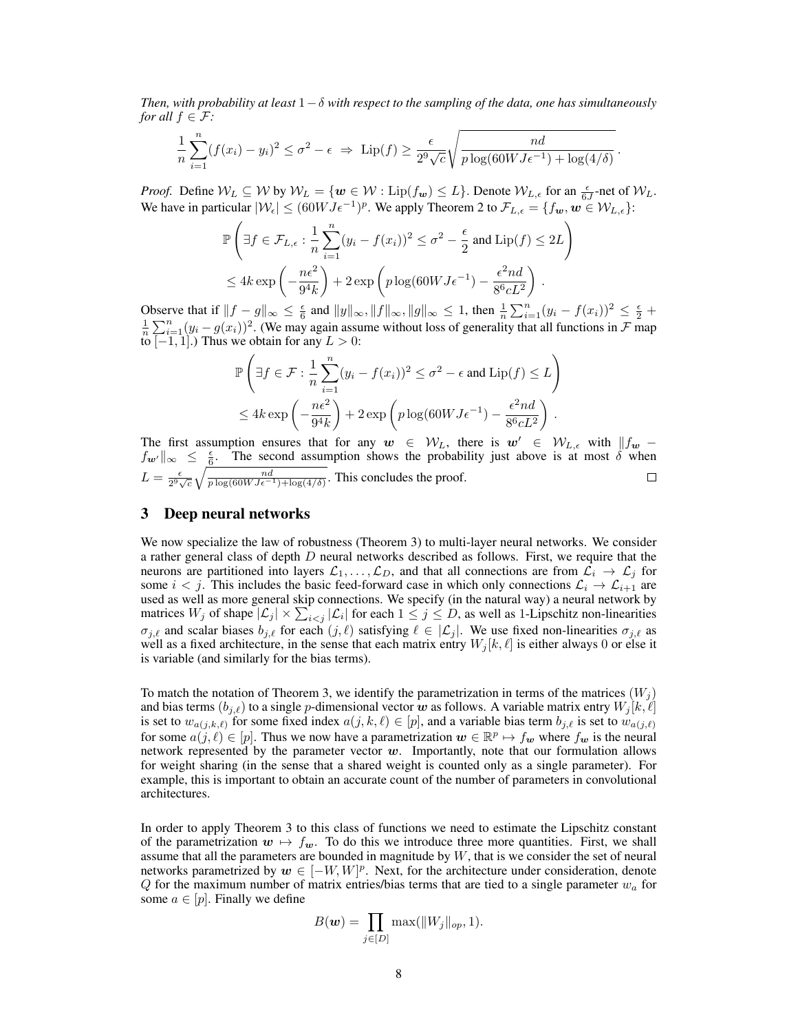*Then, with probability at least $1-\delta$ with respect to the sampling of the data, one has simultaneously for all $f \in \mathcal{F}$:*

$$\frac{1}{n}\sum_{i=1}^{n}(f(x_i)-y_i)^2 \le \sigma^2 - \epsilon \;\Rightarrow\; \mathrm{Lip}(f) \ge \frac{\epsilon}{2^9\sqrt{c}}\sqrt{\frac{nd}{p\log(60WJ\epsilon^{-1})+\log(4/\delta)}}\,.$$

*Proof.* Define $\mathcal{W}_L \subseteq \mathcal{W}$ by $\mathcal{W}_L = \{\boldsymbol{w} \in \mathcal{W} : \mathrm{Lip}(f_{\boldsymbol{w}}) \le L\}$. Denote $\mathcal{W}_{L,\epsilon}$ for an $\frac{\epsilon}{6J}$-net of $\mathcal{W}_L$. We have in particular $|\mathcal{W}_\epsilon| \le (60WJ\epsilon^{-1})^p$. We apply Theorem 2 to $\mathcal{F}_{L,\epsilon} = \{f_{\boldsymbol{w}}, \boldsymbol{w} \in \mathcal{W}_{L,\epsilon}\}$:

$$\mathbb{P}\left(\exists f \in \mathcal{F}_{L,\epsilon} : \frac{1}{n}\sum_{i=1}^{n}(y_i - f(x_i))^2 \le \sigma^2 - \frac{\epsilon}{2} \text{ and } \mathrm{Lip}(f) \le 2L\right)$$
$$\le 4k\exp\left(-\frac{n\epsilon^2}{9^4 k}\right) + 2\exp\left(p\log(60WJ\epsilon^{-1}) - \frac{\epsilon^2 nd}{8^6 cL^2}\right)\,.$$

Observe that if $\|f-g\|_\infty \le \frac{\epsilon}{6}$ and $\|y\|_\infty, \|f\|_\infty, \|g\|_\infty \le 1$, then $\frac{1}{n}\sum_{i=1}^{n}(y_i - f(x_i))^2 \le \frac{\epsilon}{2} + \frac{1}{n}\sum_{i=1}^{n}(y_i - g(x_i))^2$. (We may again assume without loss of generality that all functions in $\mathcal{F}$ map to $[-1,1]$.) Thus we obtain for any $L > 0$:

$$\mathbb{P}\left(\exists f \in \mathcal{F} : \frac{1}{n}\sum_{i=1}^{n}(y_i - f(x_i))^2 \le \sigma^2 - \epsilon \text{ and } \mathrm{Lip}(f) \le L\right)$$
$$\le 4k\exp\left(-\frac{n\epsilon^2}{9^4 k}\right) + 2\exp\left(p\log(60WJ\epsilon^{-1}) - \frac{\epsilon^2 nd}{8^6 cL^2}\right)\,.$$

The first assumption ensures that for any $\boldsymbol{w} \in \mathcal{W}_L$, there is $\boldsymbol{w}' \in \mathcal{W}_{L,\epsilon}$ with $\|f_{\boldsymbol{w}} - f_{\boldsymbol{w}'}\|_\infty \le \frac{\epsilon}{6}$. The second assumption shows the probability just above is at most $\delta$ when $L = \frac{\epsilon}{2^9\sqrt{c}}\sqrt{\frac{nd}{p\log(60WJ\epsilon^{-1})+\log(4/\delta)}}$. This concludes the proof. ◻

## 3 Deep neural networks

We now specialize the law of robustness (Theorem 3) to multi-layer neural networks. We consider a rather general class of depth $D$ neural networks described as follows. First, we require that the neurons are partitioned into layers $\mathcal{L}_1, \dots, \mathcal{L}_D$, and that all connections are from $\mathcal{L}_i \to \mathcal{L}_j$ for some $i < j$. This includes the basic feed-forward case in which only connections $\mathcal{L}_i \to \mathcal{L}_{i+1}$ are used as well as more general skip connections. We specify (in the natural way) a neural network by matrices $W_j$ of shape $|\mathcal{L}_j| \times \sum_{i<j}|\mathcal{L}_i|$ for each $1 \le j \le D$, as well as 1-Lipschitz non-linearities $\sigma_{j,\ell}$ and scalar biases $b_{j,\ell}$ for each $(j,\ell)$ satisfying $\ell \in |\mathcal{L}_j|$. We use fixed non-linearities $\sigma_{j,\ell}$ as well as a fixed architecture, in the sense that each matrix entry $W_j[k,\ell]$ is either always 0 or else it is variable (and similarly for the bias terms).

To match the notation of Theorem 3, we identify the parametrization in terms of the matrices $(W_j)$ and bias terms $(b_{j,\ell})$ to a single $p$-dimensional vector $\boldsymbol{w}$ as follows. A variable matrix entry $W_j[k,\ell]$ is set to $w_{a(j,k,\ell)}$ for some fixed index $a(j,k,\ell) \in [p]$, and a variable bias term $b_{j,\ell}$ is set to $w_{a(j,\ell)}$ for some $a(j,\ell) \in [p]$. Thus we now have a parametrization $\boldsymbol{w} \in \mathbb{R}^p \mapsto f_{\boldsymbol{w}}$ where $f_{\boldsymbol{w}}$ is the neural network represented by the parameter vector $\boldsymbol{w}$. Importantly, note that our formulation allows for weight sharing (in the sense that a shared weight is counted only as a single parameter). For example, this is important to obtain an accurate count of the number of parameters in convolutional architectures.

In order to apply Theorem 3 to this class of functions we need to estimate the Lipschitz constant of the parametrization $\boldsymbol{w} \mapsto f_{\boldsymbol{w}}$. To do this we introduce three more quantities. First, we shall assume that all the parameters are bounded in magnitude by $W$, that is we consider the set of neural networks parametrized by $\boldsymbol{w} \in [-W,W]^p$. Next, for the architecture under consideration, denote $Q$ for the maximum number of matrix entries/bias terms that are tied to a single parameter $w_a$ for some $a \in [p]$. Finally we define

$$B(\boldsymbol{w}) = \prod_{j \in [D]} \max(\|W_j\|_{op}, 1).$$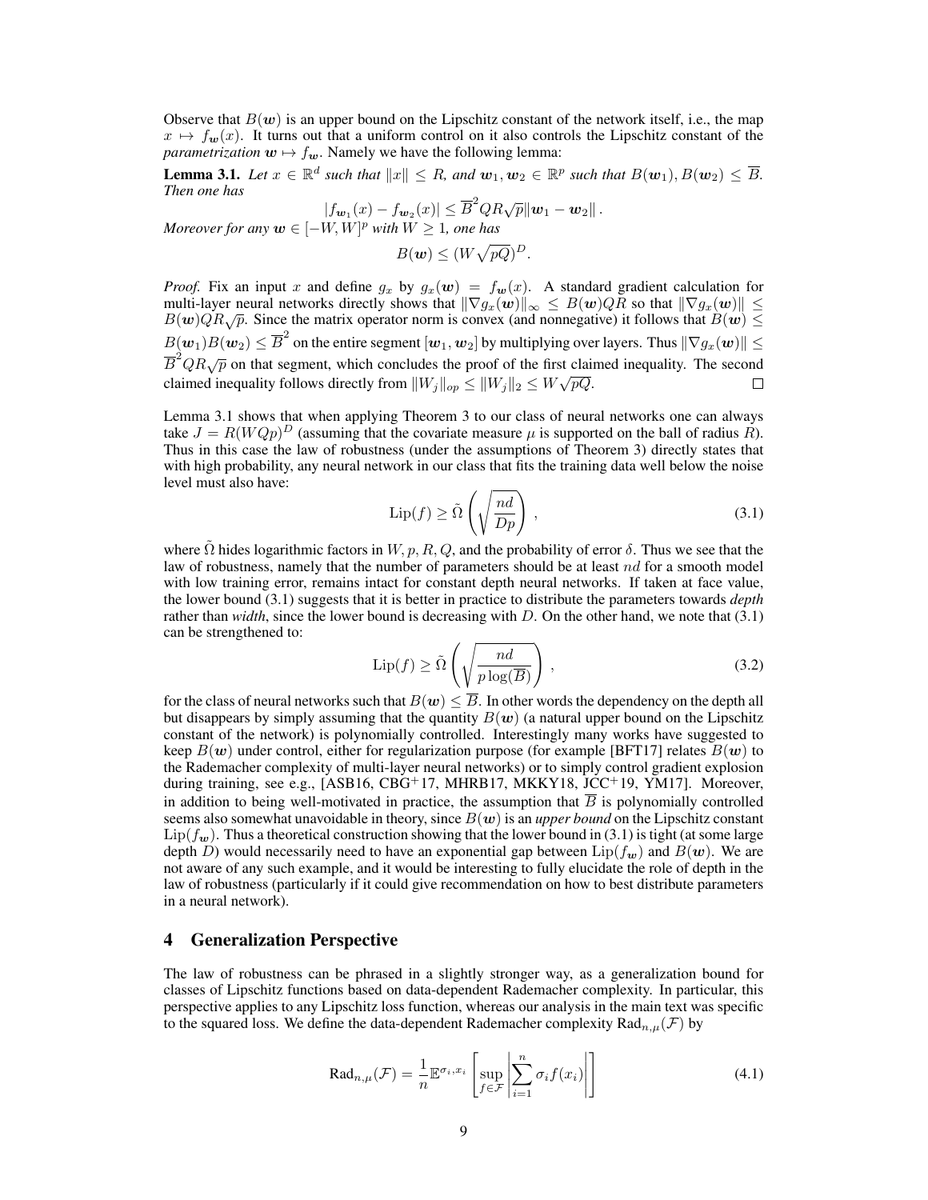Observe that $B(\boldsymbol{w})$ is an upper bound on the Lipschitz constant of the network itself, i.e., the map $x \mapsto f_{\boldsymbol{w}}(x)$. It turns out that a uniform control on it also controls the Lipschitz constant of the *parametrization* $\boldsymbol{w} \mapsto f_{\boldsymbol{w}}$. Namely we have the following lemma:

**Lemma 3.1.** *Let $x \in \mathbb{R}^d$ such that $\|x\| \leq R$, and $\boldsymbol{w}_1, \boldsymbol{w}_2 \in \mathbb{R}^p$ such that $B(\boldsymbol{w}_1), B(\boldsymbol{w}_2) \leq \overline{B}$. Then one has*

$$|f_{\boldsymbol{w}_1}(x) - f_{\boldsymbol{w}_2}(x)| \leq \overline{B}^2 QR\sqrt{p}\|\boldsymbol{w}_1 - \boldsymbol{w}_2\|.$$

*Moreover for any $\boldsymbol{w} \in [-W, W]^p$ with $W \geq 1$, one has*

$$B(\boldsymbol{w}) \leq (W\sqrt{pQ})^D.$$

*Proof.* Fix an input $x$ and define $g_x$ by $g_x(\boldsymbol{w}) = f_{\boldsymbol{w}}(x)$. A standard gradient calculation for multi-layer neural networks directly shows that $\|\nabla g_x(\boldsymbol{w})\|_\infty \leq B(\boldsymbol{w})QR$ so that $\|\nabla g_x(\boldsymbol{w})\| \leq B(\boldsymbol{w})QR\sqrt{p}$. Since the matrix operator norm is convex (and nonnegative) it follows that $B(\boldsymbol{w}) \leq B(\boldsymbol{w}_1)B(\boldsymbol{w}_2) \leq \overline{B}^2$ on the entire segment $[\boldsymbol{w}_1, \boldsymbol{w}_2]$ by multiplying over layers. Thus $\|\nabla g_x(\boldsymbol{w})\| \leq \overline{B}^2 QR\sqrt{p}$ on that segment, which concludes the proof of the first claimed inequality. The second claimed inequality follows directly from $\|W_j\|_{op} \leq \|W_j\|_2 \leq W\sqrt{pQ}$. □

Lemma 3.1 shows that when applying Theorem 3 to our class of neural networks one can always take $J = R(WQp)^D$ (assuming that the covariate measure $\mu$ is supported on the ball of radius $R$). Thus in this case the law of robustness (under the assumptions of Theorem 3) directly states that with high probability, any neural network in our class that fits the training data well below the noise level must also have:

$$\mathrm{Lip}(f) \geq \tilde{\Omega}\left(\sqrt{\frac{nd}{Dp}}\right), \tag{3.1}$$

where $\tilde{\Omega}$ hides logarithmic factors in $W, p, R, Q$, and the probability of error $\delta$. Thus we see that the law of robustness, namely that the number of parameters should be at least $nd$ for a smooth model with low training error, remains intact for constant depth neural networks. If taken at face value, the lower bound (3.1) suggests that it is better in practice to distribute the parameters towards *depth* rather than *width*, since the lower bound is decreasing with $D$. On the other hand, we note that (3.1) can be strengthened to:

$$\mathrm{Lip}(f) \geq \tilde{\Omega}\left(\sqrt{\frac{nd}{p\log(\overline{B})}}\right), \tag{3.2}$$

for the class of neural networks such that $B(\boldsymbol{w}) \leq \overline{B}$. In other words the dependency on the depth all but disappears by simply assuming that the quantity $B(\boldsymbol{w})$ (a natural upper bound on the Lipschitz constant of the network) is polynomially controlled. Interestingly many works have suggested to keep $B(\boldsymbol{w})$ under control, either for regularization purpose (for example [BFT17] relates $B(\boldsymbol{w})$ to the Rademacher complexity of multi-layer neural networks) or to simply control gradient explosion during training, see e.g., [ASB16, CBG+17, MHRB17, MKKY18, JCC+19, YM17]. Moreover, in addition to being well-motivated in practice, the assumption that $\overline{B}$ is polynomially controlled seems also somewhat unavoidable in theory, since $B(\boldsymbol{w})$ is an *upper bound* on the Lipschitz constant $\mathrm{Lip}(f_{\boldsymbol{w}})$. Thus a theoretical construction showing that the lower bound in (3.1) is tight (at some large depth $D$) would necessarily need to have an exponential gap between $\mathrm{Lip}(f_{\boldsymbol{w}})$ and $B(\boldsymbol{w})$. We are not aware of any such example, and it would be interesting to fully elucidate the role of depth in the law of robustness (particularly if it could give recommendation on how to best distribute parameters in a neural network).

## 4 Generalization Perspective

The law of robustness can be phrased in a slightly stronger way, as a generalization bound for classes of Lipschitz functions based on data-dependent Rademacher complexity. In particular, this perspective applies to any Lipschitz loss function, whereas our analysis in the main text was specific to the squared loss. We define the data-dependent Rademacher complexity $\mathrm{Rad}_{n,\mu}(\mathcal{F})$ by

$$\mathrm{Rad}_{n,\mu}(\mathcal{F}) = \frac{1}{n}\mathbb{E}^{\sigma_i, x_i}\left[\sup_{f \in \mathcal{F}}\left|\sum_{i=1}^n \sigma_i f(x_i)\right|\right] \tag{4.1}$$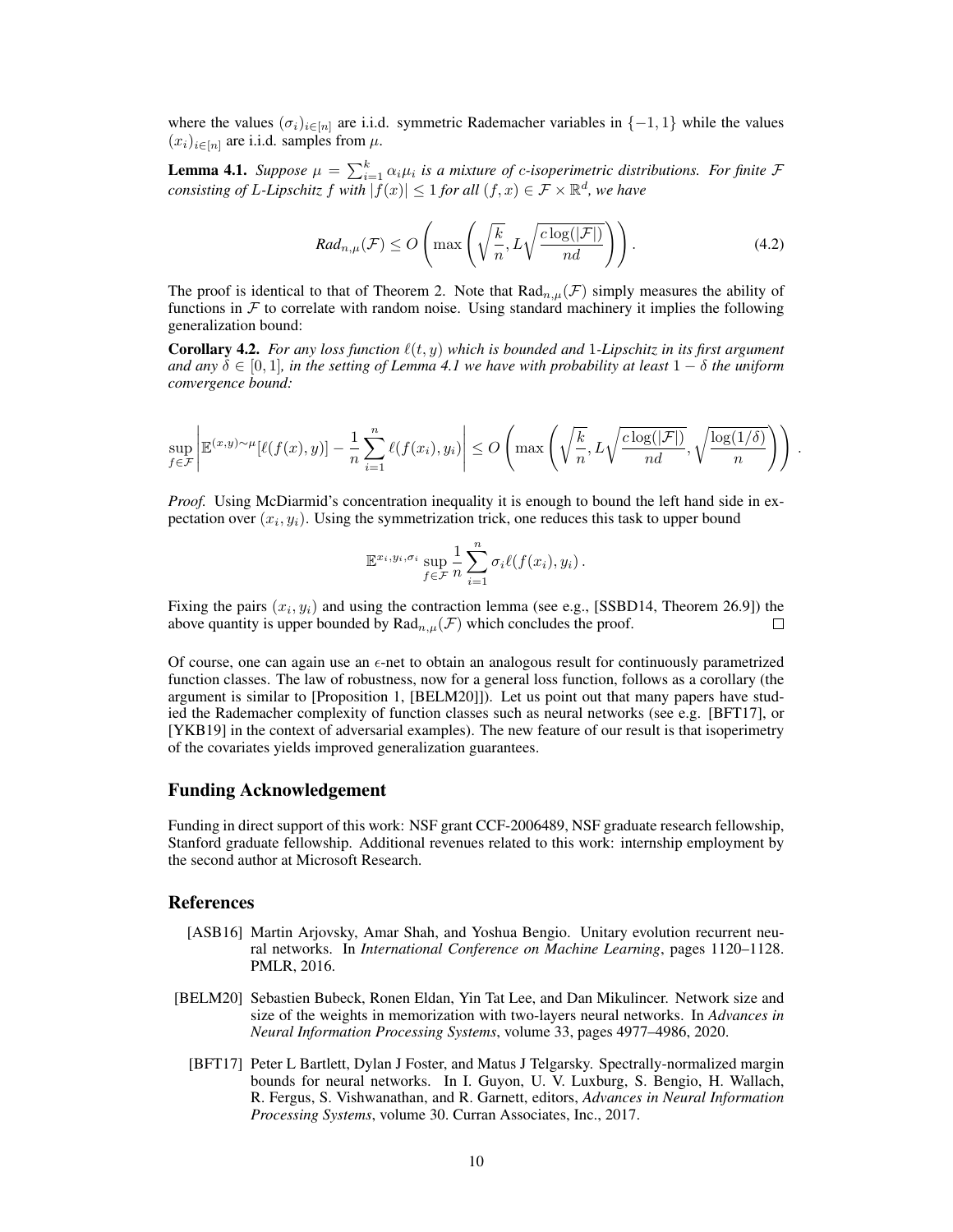where the values $(\sigma_i)_{i\in[n]}$ are i.i.d. symmetric Rademacher variables in $\{-1,1\}$ while the values $(x_i)_{i\in[n]}$ are i.i.d. samples from $\mu$.

**Lemma 4.1.** *Suppose $\mu = \sum_{i=1}^k \alpha_i \mu_i$ is a mixture of $c$-isoperimetric distributions. For finite $\mathcal{F}$ consisting of $L$-Lipschitz $f$ with $|f(x)| \le 1$ for all $(f,x) \in \mathcal{F} \times \mathbb{R}^d$, we have*

$$\text{Rad}_{n,\mu}(\mathcal{F}) \le O\left(\max\left(\sqrt{\frac{k}{n}}, L\sqrt{\frac{c\log(|\mathcal{F}|)}{nd}}\right)\right). \tag{4.2}$$

The proof is identical to that of Theorem 2. Note that $\text{Rad}_{n,\mu}(\mathcal{F})$ simply measures the ability of functions in $\mathcal{F}$ to correlate with random noise. Using standard machinery it implies the following generalization bound:

**Corollary 4.2.** *For any loss function $\ell(t,y)$ which is bounded and 1-Lipschitz in its first argument and any $\delta \in [0,1]$, in the setting of Lemma 4.1 we have with probability at least $1-\delta$ the uniform convergence bound:*

$$\sup_{f\in\mathcal{F}}\left|\mathbb{E}^{(x,y)\sim\mu}[\ell(f(x),y)] - \frac{1}{n}\sum_{i=1}^n \ell(f(x_i),y_i)\right| \le O\left(\max\left(\sqrt{\frac{k}{n}}, L\sqrt{\frac{c\log(|\mathcal{F}|)}{nd}}, \sqrt{\frac{\log(1/\delta)}{n}}\right)\right).$$

*Proof.* Using McDiarmid's concentration inequality it is enough to bound the left hand side in expectation over $(x_i, y_i)$. Using the symmetrization trick, one reduces this task to upper bound

$$\mathbb{E}^{x_i,y_i,\sigma_i} \sup_{f\in\mathcal{F}} \frac{1}{n}\sum_{i=1}^n \sigma_i \ell(f(x_i),y_i).$$

Fixing the pairs $(x_i, y_i)$ and using the contraction lemma (see e.g., [SSBD14, Theorem 26.9]) the above quantity is upper bounded by $\text{Rad}_{n,\mu}(\mathcal{F})$ which concludes the proof. □

Of course, one can again use an $\epsilon$-net to obtain an analogous result for continuously parametrized function classes. The law of robustness, now for a general loss function, follows as a corollary (the argument is similar to [Proposition 1, [BELM20]]). Let us point out that many papers have studied the Rademacher complexity of function classes such as neural networks (see e.g. [BFT17], or [YKB19] in the context of adversarial examples). The new feature of our result is that isoperimetry of the covariates yields improved generalization guarantees.

## Funding Acknowledgement

Funding in direct support of this work: NSF grant CCF-2006489, NSF graduate research fellowship, Stanford graduate fellowship. Additional revenues related to this work: internship employment by the second author at Microsoft Research.

## References

[ASB16] Martin Arjovsky, Amar Shah, and Yoshua Bengio. Unitary evolution recurrent neural networks. In *International Conference on Machine Learning*, pages 1120–1128. PMLR, 2016.

[BELM20] Sebastien Bubeck, Ronen Eldan, Yin Tat Lee, and Dan Mikulincer. Network size and size of the weights in memorization with two-layers neural networks. In *Advances in Neural Information Processing Systems*, volume 33, pages 4977–4986, 2020.

[BFT17] Peter L Bartlett, Dylan J Foster, and Matus J Telgarsky. Spectrally-normalized margin bounds for neural networks. In I. Guyon, U. V. Luxburg, S. Bengio, H. Wallach, R. Fergus, S. Vishwanathan, and R. Garnett, editors, *Advances in Neural Information Processing Systems*, volume 30. Curran Associates, Inc., 2017.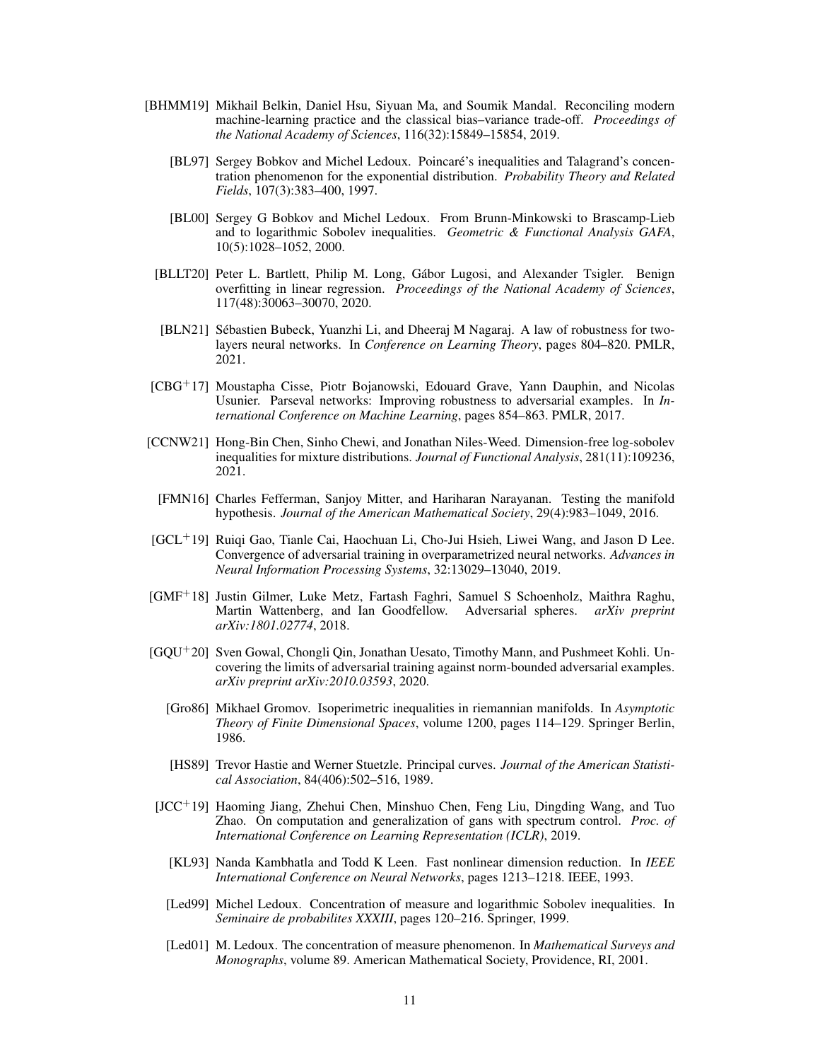[BHMM19] Mikhail Belkin, Daniel Hsu, Siyuan Ma, and Soumik Mandal. Reconciling modern machine-learning practice and the classical bias–variance trade-off. *Proceedings of the National Academy of Sciences*, 116(32):15849–15854, 2019.

[BL97] Sergey Bobkov and Michel Ledoux. Poincaré's inequalities and Talagrand's concentration phenomenon for the exponential distribution. *Probability Theory and Related Fields*, 107(3):383–400, 1997.

[BL00] Sergey G Bobkov and Michel Ledoux. From Brunn-Minkowski to Brascamp-Lieb and to logarithmic Sobolev inequalities. *Geometric & Functional Analysis GAFA*, 10(5):1028–1052, 2000.

[BLLT20] Peter L. Bartlett, Philip M. Long, Gábor Lugosi, and Alexander Tsigler. Benign overfitting in linear regression. *Proceedings of the National Academy of Sciences*, 117(48):30063–30070, 2020.

[BLN21] Sébastien Bubeck, Yuanzhi Li, and Dheeraj M Nagaraj. A law of robustness for two-layers neural networks. In *Conference on Learning Theory*, pages 804–820. PMLR, 2021.

[CBG+17] Moustapha Cisse, Piotr Bojanowski, Edouard Grave, Yann Dauphin, and Nicolas Usunier. Parseval networks: Improving robustness to adversarial examples. In *International Conference on Machine Learning*, pages 854–863. PMLR, 2017.

[CCNW21] Hong-Bin Chen, Sinho Chewi, and Jonathan Niles-Weed. Dimension-free log-sobolev inequalities for mixture distributions. *Journal of Functional Analysis*, 281(11):109236, 2021.

[FMN16] Charles Fefferman, Sanjoy Mitter, and Hariharan Narayanan. Testing the manifold hypothesis. *Journal of the American Mathematical Society*, 29(4):983–1049, 2016.

[GCL+19] Ruiqi Gao, Tianle Cai, Haochuan Li, Cho-Jui Hsieh, Liwei Wang, and Jason D Lee. Convergence of adversarial training in overparametrized neural networks. *Advances in Neural Information Processing Systems*, 32:13029–13040, 2019.

[GMF+18] Justin Gilmer, Luke Metz, Fartash Faghri, Samuel S Schoenholz, Maithra Raghu, Martin Wattenberg, and Ian Goodfellow. Adversarial spheres. *arXiv preprint arXiv:1801.02774*, 2018.

[GQU+20] Sven Gowal, Chongli Qin, Jonathan Uesato, Timothy Mann, and Pushmeet Kohli. Uncovering the limits of adversarial training against norm-bounded adversarial examples. *arXiv preprint arXiv:2010.03593*, 2020.

[Gro86] Mikhael Gromov. Isoperimetric inequalities in riemannian manifolds. In *Asymptotic Theory of Finite Dimensional Spaces*, volume 1200, pages 114–129. Springer Berlin, 1986.

[HS89] Trevor Hastie and Werner Stuetzle. Principal curves. *Journal of the American Statistical Association*, 84(406):502–516, 1989.

[JCC+19] Haoming Jiang, Zhehui Chen, Minshuo Chen, Feng Liu, Dingding Wang, and Tuo Zhao. On computation and generalization of gans with spectrum control. *Proc. of International Conference on Learning Representation (ICLR)*, 2019.

[KL93] Nanda Kambhatla and Todd K Leen. Fast nonlinear dimension reduction. In *IEEE International Conference on Neural Networks*, pages 1213–1218. IEEE, 1993.

[Led99] Michel Ledoux. Concentration of measure and logarithmic Sobolev inequalities. In *Seminaire de probabilites XXXIII*, pages 120–216. Springer, 1999.

[Led01] M. Ledoux. The concentration of measure phenomenon. In *Mathematical Surveys and Monographs*, volume 89. American Mathematical Society, Providence, RI, 2001.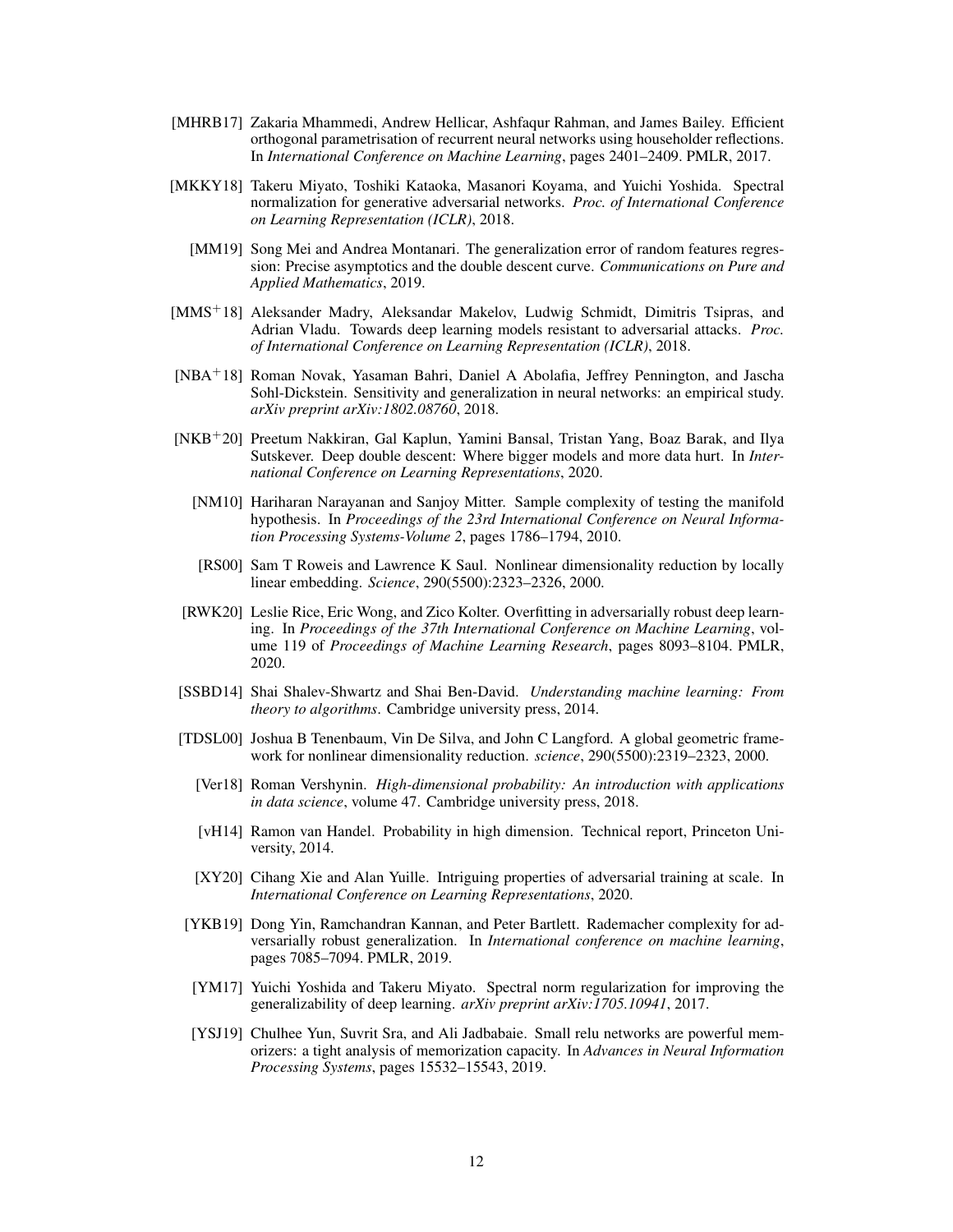[MHRB17] Zakaria Mhammedi, Andrew Hellicar, Ashfaqur Rahman, and James Bailey. Efficient orthogonal parametrisation of recurrent neural networks using householder reflections. In *International Conference on Machine Learning*, pages 2401–2409. PMLR, 2017.

[MKKY18] Takeru Miyato, Toshiki Kataoka, Masanori Koyama, and Yuichi Yoshida. Spectral normalization for generative adversarial networks. *Proc. of International Conference on Learning Representation (ICLR)*, 2018.

[MM19] Song Mei and Andrea Montanari. The generalization error of random features regression: Precise asymptotics and the double descent curve. *Communications on Pure and Applied Mathematics*, 2019.

[MMS+18] Aleksander Madry, Aleksandar Makelov, Ludwig Schmidt, Dimitris Tsipras, and Adrian Vladu. Towards deep learning models resistant to adversarial attacks. *Proc. of International Conference on Learning Representation (ICLR)*, 2018.

[NBA+18] Roman Novak, Yasaman Bahri, Daniel A Abolafia, Jeffrey Pennington, and Jascha Sohl-Dickstein. Sensitivity and generalization in neural networks: an empirical study. *arXiv preprint arXiv:1802.08760*, 2018.

[NKB+20] Preetum Nakkiran, Gal Kaplun, Yamini Bansal, Tristan Yang, Boaz Barak, and Ilya Sutskever. Deep double descent: Where bigger models and more data hurt. In *International Conference on Learning Representations*, 2020.

[NM10] Hariharan Narayanan and Sanjoy Mitter. Sample complexity of testing the manifold hypothesis. In *Proceedings of the 23rd International Conference on Neural Information Processing Systems-Volume 2*, pages 1786–1794, 2010.

[RS00] Sam T Roweis and Lawrence K Saul. Nonlinear dimensionality reduction by locally linear embedding. *Science*, 290(5500):2323–2326, 2000.

[RWK20] Leslie Rice, Eric Wong, and Zico Kolter. Overfitting in adversarially robust deep learning. In *Proceedings of the 37th International Conference on Machine Learning*, volume 119 of *Proceedings of Machine Learning Research*, pages 8093–8104. PMLR, 2020.

[SSBD14] Shai Shalev-Shwartz and Shai Ben-David. *Understanding machine learning: From theory to algorithms*. Cambridge university press, 2014.

[TDSL00] Joshua B Tenenbaum, Vin De Silva, and John C Langford. A global geometric framework for nonlinear dimensionality reduction. *science*, 290(5500):2319–2323, 2000.

[Ver18] Roman Vershynin. *High-dimensional probability: An introduction with applications in data science*, volume 47. Cambridge university press, 2018.

[vH14] Ramon van Handel. Probability in high dimension. Technical report, Princeton University, 2014.

[XY20] Cihang Xie and Alan Yuille. Intriguing properties of adversarial training at scale. In *International Conference on Learning Representations*, 2020.

[YKB19] Dong Yin, Ramchandran Kannan, and Peter Bartlett. Rademacher complexity for adversarially robust generalization. In *International conference on machine learning*, pages 7085–7094. PMLR, 2019.

[YM17] Yuichi Yoshida and Takeru Miyato. Spectral norm regularization for improving the generalizability of deep learning. *arXiv preprint arXiv:1705.10941*, 2017.

[YSJ19] Chulhee Yun, Suvrit Sra, and Ali Jadbabaie. Small relu networks are powerful memorizers: a tight analysis of memorization capacity. In *Advances in Neural Information Processing Systems*, pages 15532–15543, 2019.